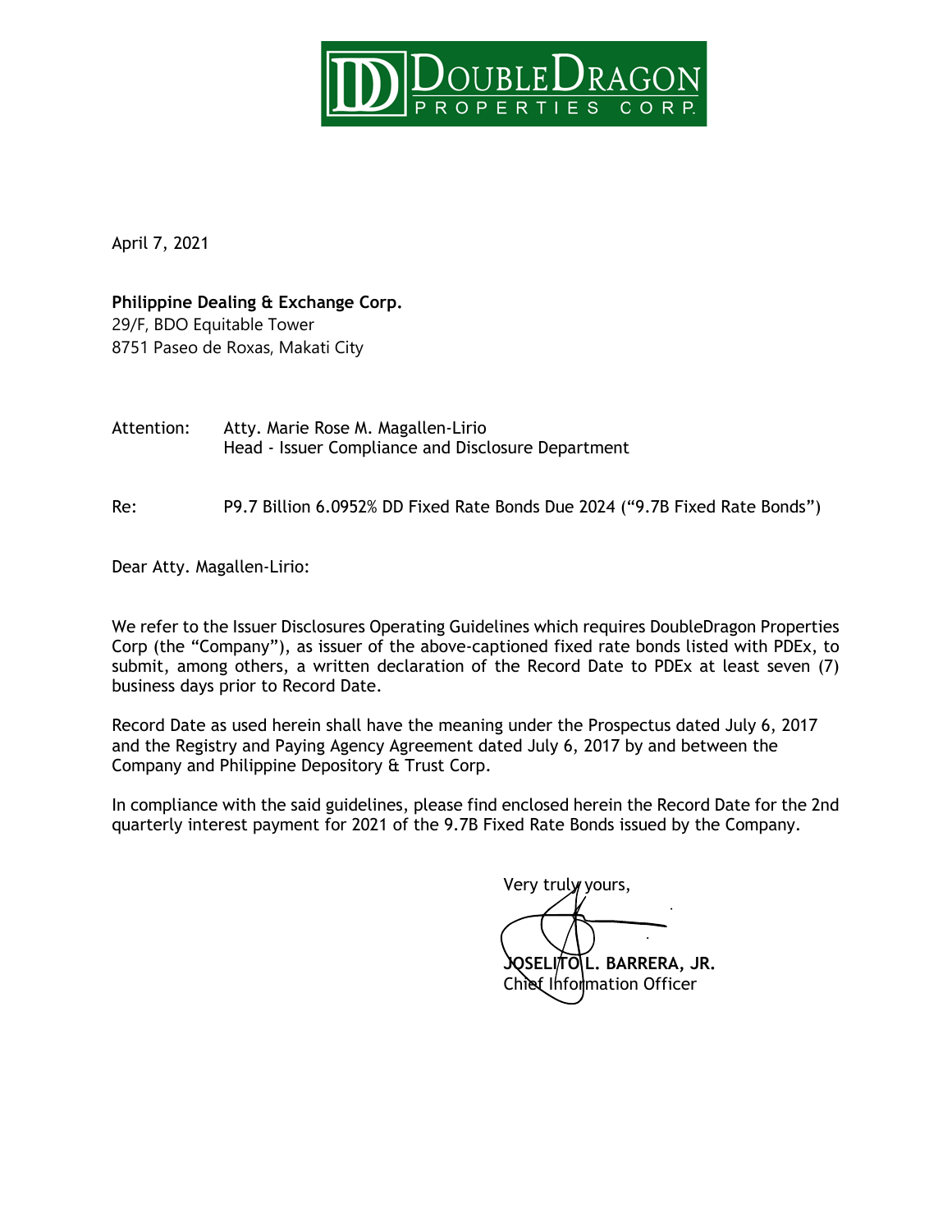April 7, 2021

**Philippine Dealing & Exchange Corp.**
29/F, BDO Equitable Tower
8751 Paseo de Roxas, Makati City

Attention: Atty. Marie Rose M. Magallen-Lirio
Head - Issuer Compliance and Disclosure Department

Re: P9.7 Billion 6.0952% DD Fixed Rate Bonds Due 2024 ("9.7B Fixed Rate Bonds")

Dear Atty. Magallen-Lirio:

We refer to the Issuer Disclosures Operating Guidelines which requires DoubleDragon Properties Corp (the "Company"), as issuer of the above-captioned fixed rate bonds listed with PDEx, to submit, among others, a written declaration of the Record Date to PDEx at least seven (7) business days prior to Record Date.

Record Date as used herein shall have the meaning under the Prospectus dated July 6, 2017 and the Registry and Paying Agency Agreement dated July 6, 2017 by and between the Company and Philippine Depository & Trust Corp.

In compliance with the said guidelines, please find enclosed herein the Record Date for the 2nd quarterly interest payment for 2021 of the 9.7B Fixed Rate Bonds issued by the Company.

Very truly yours,

**JOSELITO L. BARRERA, JR.**
Chief Information Officer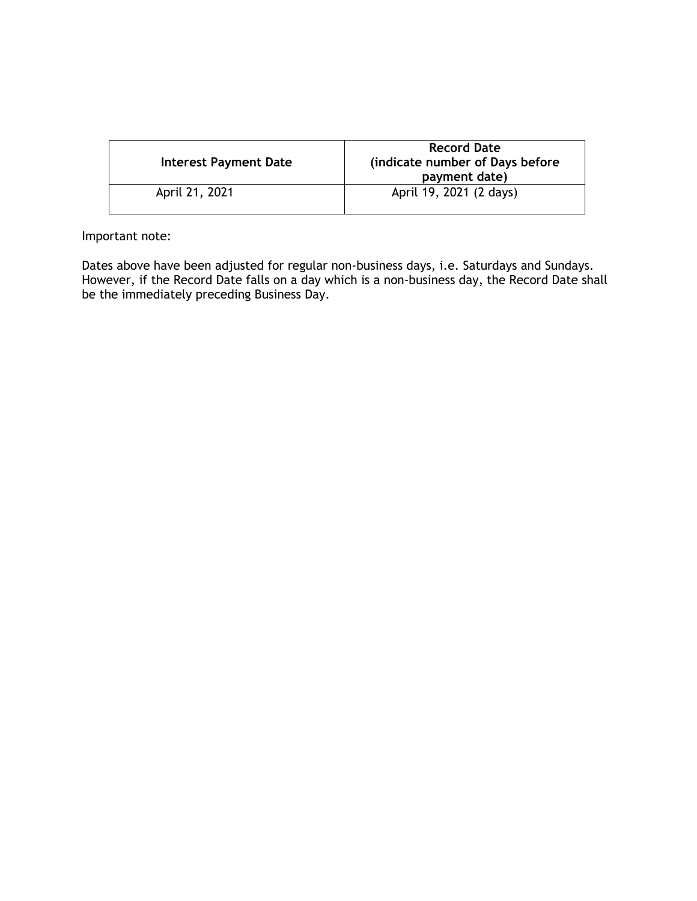| Interest Payment Date | Record Date (indicate number of Days before payment date) |
| --- | --- |
| April 21, 2021 | April 19, 2021 (2 days) |

Important note:

Dates above have been adjusted for regular non-business days, i.e. Saturdays and Sundays. However, if the Record Date falls on a day which is a non-business day, the Record Date shall be the immediately preceding Business Day.